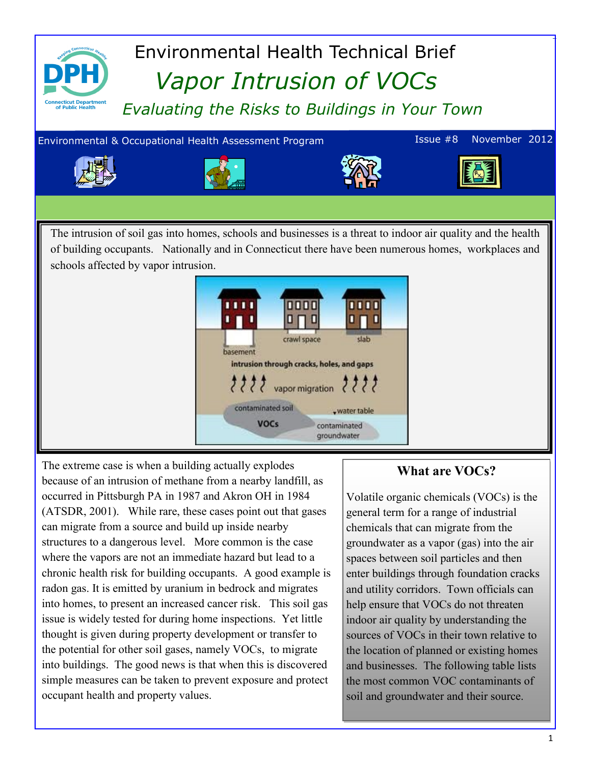# Environmental Health Technical Brief

## *Vapor Intrusion of VOCs*

### *Evaluating the Risks to Buildings in Your Town*

Environmental & Occupational Health Assessment Program — Issue #8 November 2012

The intrusion of soil gas into homes, schools and businesses is a threat to indoor air quality and the health of building occupants. Nationally and in Connecticut there have been numerous homes, workplaces and schools affected by vapor intrusion.

The extreme case is when a building actually explodes because of an intrusion of methane from a nearby landfill, as occurred in Pittsburgh PA in 1987 and Akron OH in 1984 (ATSDR, 2001). While rare, these cases point out that gases can migrate from a source and build up inside nearby structures to a dangerous level. More common is the case where the vapors are not an immediate hazard but lead to a chronic health risk for building occupants. A good example is radon gas. It is emitted by uranium in bedrock and migrates into homes, to present an increased cancer risk. This soil gas issue is widely tested for during home inspections. Yet little thought is given during property development or transfer to the potential for other soil gases, namely VOCs, to migrate into buildings. The good news is that when this is discovered simple measures can be taken to prevent exposure and protect occupant health and property values.

### What are VOCs?

Volatile organic chemicals (VOCs) is the general term for a range of industrial chemicals that can migrate from the groundwater as a vapor (gas) into the air spaces between soil particles and then enter buildings through foundation cracks and utility corridors. Town officials can help ensure that VOCs do not threaten indoor air quality by understanding the sources of VOCs in their town relative to the location of planned or existing homes and businesses. The following table lists the most common VOC contaminants of soil and groundwater and their source.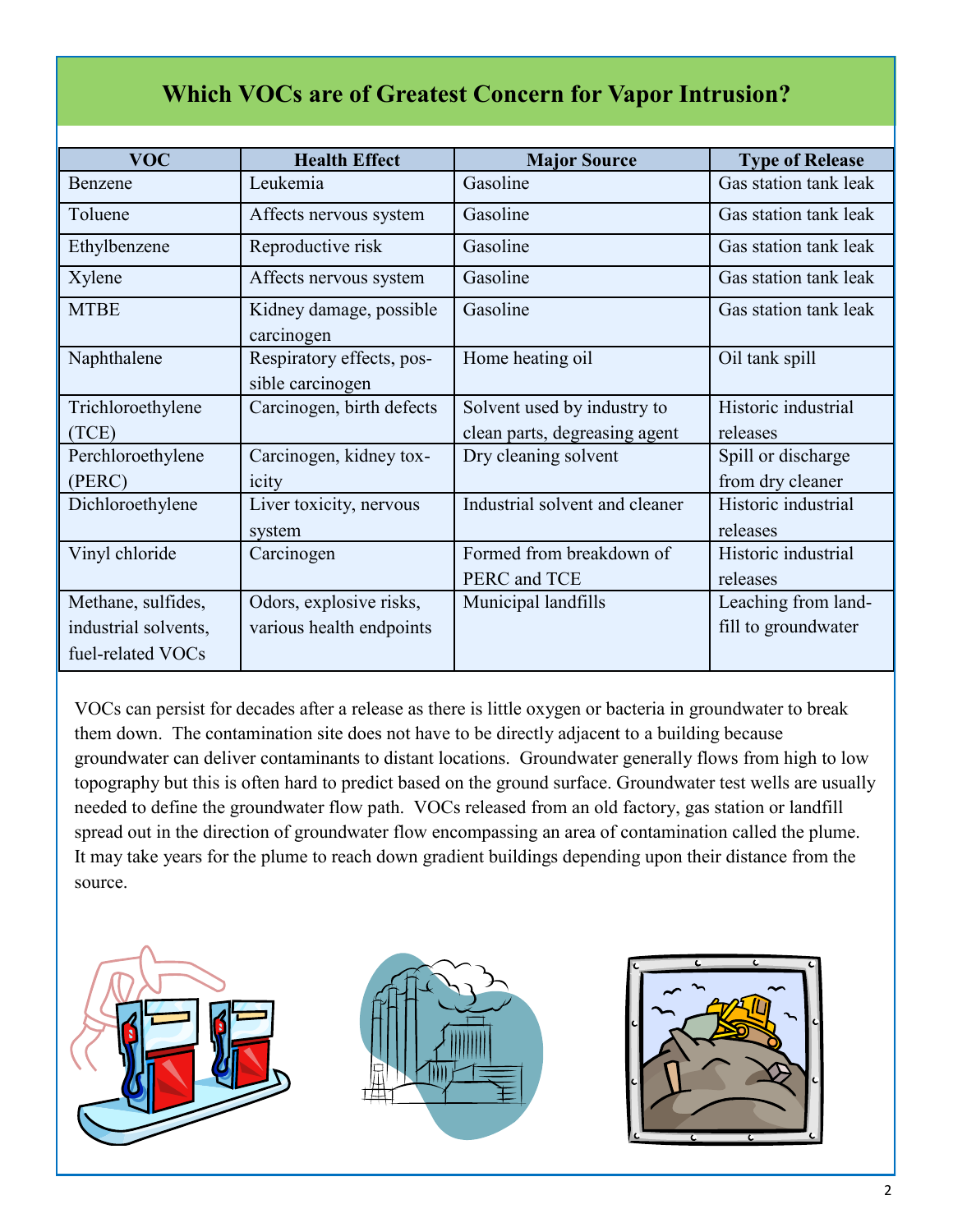## Which VOCs are of Greatest Concern for Vapor Intrusion?

| VOC | Health Effect | Major Source | Type of Release |
|---|---|---|---|
| Benzene | Leukemia | Gasoline | Gas station tank leak |
| Toluene | Affects nervous system | Gasoline | Gas station tank leak |
| Ethylbenzene | Reproductive risk | Gasoline | Gas station tank leak |
| Xylene | Affects nervous system | Gasoline | Gas station tank leak |
| MTBE | Kidney damage, possible carcinogen | Gasoline | Gas station tank leak |
| Naphthalene | Respiratory effects, possible carcinogen | Home heating oil | Oil tank spill |
| Trichloroethylene (TCE) | Carcinogen, birth defects | Solvent used by industry to clean parts, degreasing agent | Historic industrial releases |
| Perchloroethylene (PERC) | Carcinogen, kidney toxicity | Dry cleaning solvent | Spill or discharge from dry cleaner |
| Dichloroethylene | Liver toxicity, nervous system | Industrial solvent and cleaner | Historic industrial releases |
| Vinyl chloride | Carcinogen | Formed from breakdown of PERC and TCE | Historic industrial releases |
| Methane, sulfides, industrial solvents, fuel-related VOCs | Odors, explosive risks, various health endpoints | Municipal landfills | Leaching from landfill to groundwater |

VOCs can persist for decades after a release as there is little oxygen or bacteria in groundwater to break them down. The contamination site does not have to be directly adjacent to a building because groundwater can deliver contaminants to distant locations. Groundwater generally flows from high to low topography but this is often hard to predict based on the ground surface. Groundwater test wells are usually needed to define the groundwater flow path. VOCs released from an old factory, gas station or landfill spread out in the direction of groundwater flow encompassing an area of contamination called the plume. It may take years for the plume to reach down gradient buildings depending upon their distance from the source.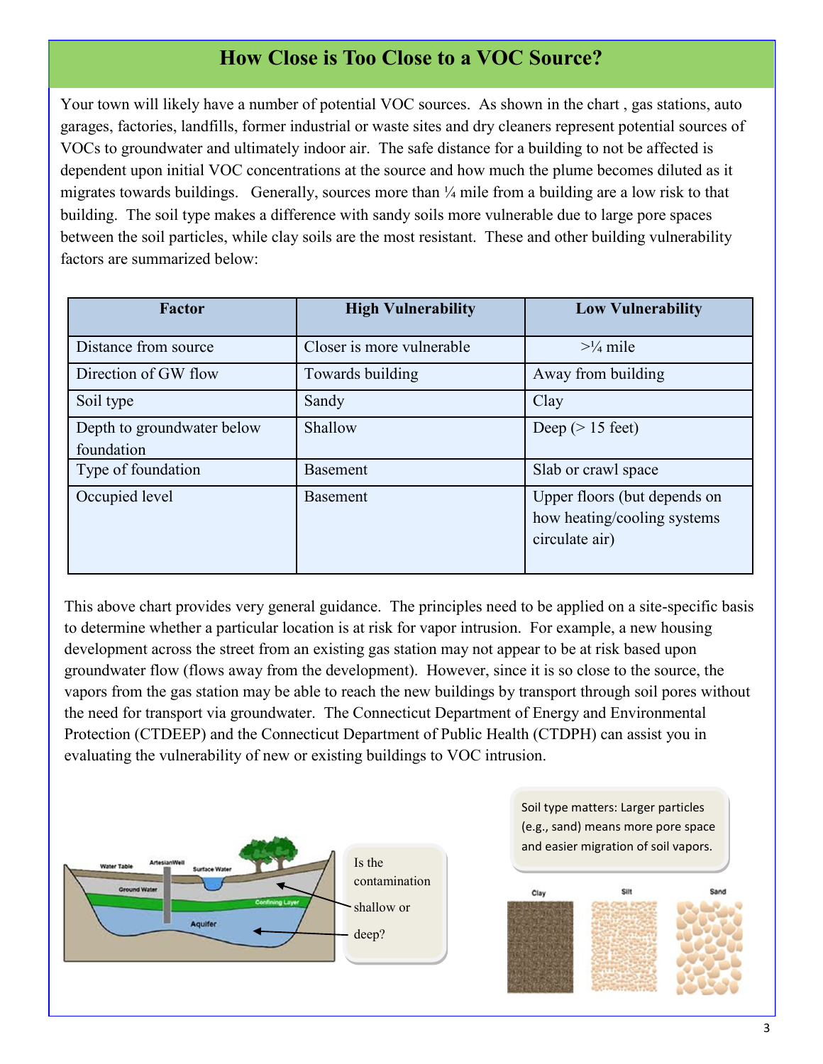## How Close is Too Close to a VOC Source?

Your town will likely have a number of potential VOC sources. As shown in the chart , gas stations, auto garages, factories, landfills, former industrial or waste sites and dry cleaners represent potential sources of VOCs to groundwater and ultimately indoor air. The safe distance for a building to not be affected is dependent upon initial VOC concentrations at the source and how much the plume becomes diluted as it migrates towards buildings. Generally, sources more than ¼ mile from a building are a low risk to that building. The soil type makes a difference with sandy soils more vulnerable due to large pore spaces between the soil particles, while clay soils are the most resistant. These and other building vulnerability factors are summarized below:

| Factor | High Vulnerability | Low Vulnerability |
| --- | --- | --- |
| Distance from source | Closer is more vulnerable | >¼ mile |
| Direction of GW flow | Towards building | Away from building |
| Soil type | Sandy | Clay |
| Depth to groundwater below foundation | Shallow | Deep (> 15 feet) |
| Type of foundation | Basement | Slab or crawl space |
| Occupied level | Basement | Upper floors (but depends on how heating/cooling systems circulate air) |

This above chart provides very general guidance. The principles need to be applied on a site-specific basis to determine whether a particular location is at risk for vapor intrusion. For example, a new housing development across the street from an existing gas station may not appear to be at risk based upon groundwater flow (flows away from the development). However, since it is so close to the source, the vapors from the gas station may be able to reach the new buildings by transport through soil pores without the need for transport via groundwater. The Connecticut Department of Energy and Environmental Protection (CTDEEP) and the Connecticut Department of Public Health (CTDPH) can assist you in evaluating the vulnerability of new or existing buildings to VOC intrusion.

Is the contamination shallow or deep?

Soil type matters: Larger particles (e.g., sand) means more pore space and easier migration of soil vapors.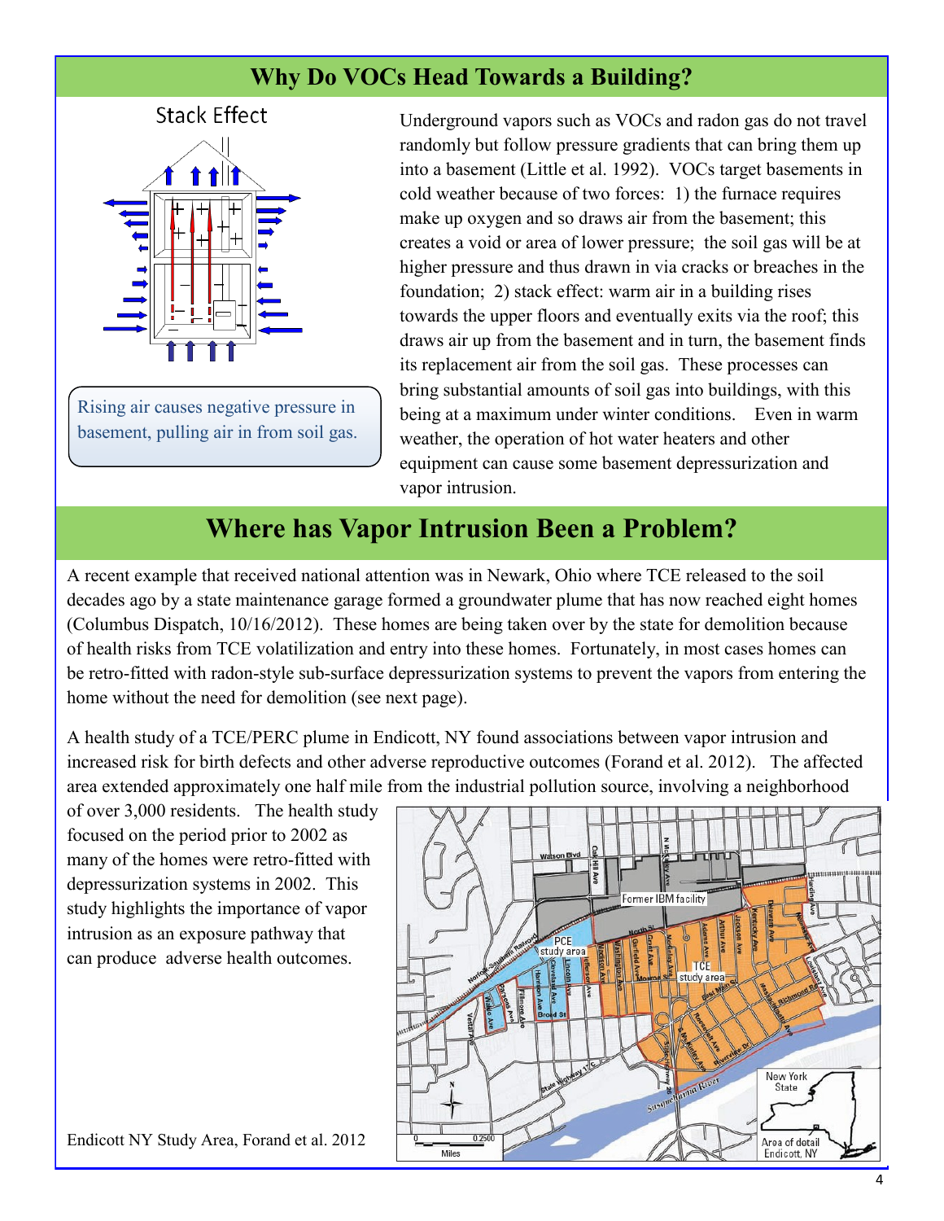## Why Do VOCs Head Towards a Building?

Stack Effect

Rising air causes negative pressure in basement, pulling air in from soil gas.

Underground vapors such as VOCs and radon gas do not travel randomly but follow pressure gradients that can bring them up into a basement (Little et al. 1992). VOCs target basements in cold weather because of two forces: 1) the furnace requires make up oxygen and so draws air from the basement; this creates a void or area of lower pressure; the soil gas will be at higher pressure and thus drawn in via cracks or breaches in the foundation; 2) stack effect: warm air in a building rises towards the upper floors and eventually exits via the roof; this draws air up from the basement and in turn, the basement finds its replacement air from the soil gas. These processes can bring substantial amounts of soil gas into buildings, with this being at a maximum under winter conditions. Even in warm weather, the operation of hot water heaters and other equipment can cause some basement depressurization and vapor intrusion.

## Where has Vapor Intrusion Been a Problem?

A recent example that received national attention was in Newark, Ohio where TCE released to the soil decades ago by a state maintenance garage formed a groundwater plume that has now reached eight homes (Columbus Dispatch, 10/16/2012). These homes are being taken over by the state for demolition because of health risks from TCE volatilization and entry into these homes. Fortunately, in most cases homes can be retro-fitted with radon-style sub-surface depressurization systems to prevent the vapors from entering the home without the need for demolition (see next page).

A health study of a TCE/PERC plume in Endicott, NY found associations between vapor intrusion and increased risk for birth defects and other adverse reproductive outcomes (Forand et al. 2012). The affected area extended approximately one half mile from the industrial pollution source, involving a neighborhood of over 3,000 residents. The health study focused on the period prior to 2002 as many of the homes were retro-fitted with depressurization systems in 2002. This study highlights the importance of vapor intrusion as an exposure pathway that can produce adverse health outcomes.

Endicott NY Study Area, Forand et al. 2012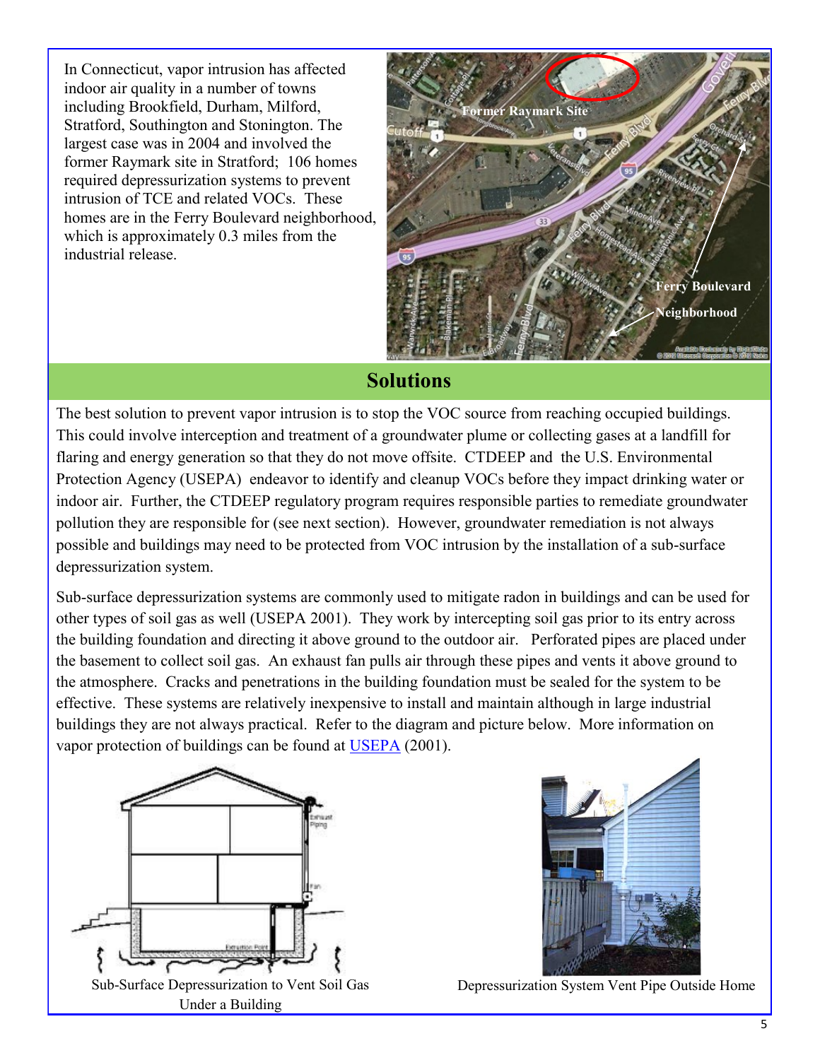In Connecticut, vapor intrusion has affected indoor air quality in a number of towns including Brookfield, Durham, Milford, Stratford, Southington and Stonington. The largest case was in 2004 and involved the former Raymark site in Stratford; 106 homes required depressurization systems to prevent intrusion of TCE and related VOCs. These homes are in the Ferry Boulevard neighborhood, which is approximately 0.3 miles from the industrial release.

## Solutions

The best solution to prevent vapor intrusion is to stop the VOC source from reaching occupied buildings. This could involve interception and treatment of a groundwater plume or collecting gases at a landfill for flaring and energy generation so that they do not move offsite. CTDEEP and the U.S. Environmental Protection Agency (USEPA) endeavor to identify and cleanup VOCs before they impact drinking water or indoor air. Further, the CTDEEP regulatory program requires responsible parties to remediate groundwater pollution they are responsible for (see next section). However, groundwater remediation is not always possible and buildings may need to be protected from VOC intrusion by the installation of a sub-surface depressurization system.

Sub-surface depressurization systems are commonly used to mitigate radon in buildings and can be used for other types of soil gas as well (USEPA 2001). They work by intercepting soil gas prior to its entry across the building foundation and directing it above ground to the outdoor air. Perforated pipes are placed under the basement to collect soil gas. An exhaust fan pulls air through these pipes and vents it above ground to the atmosphere. Cracks and penetrations in the building foundation must be sealed for the system to be effective. These systems are relatively inexpensive to install and maintain although in large industrial buildings they are not always practical. Refer to the diagram and picture below. More information on vapor protection of buildings can be found at USEPA (2001).

Sub-Surface Depressurization to Vent Soil Gas Under a Building

Depressurization System Vent Pipe Outside Home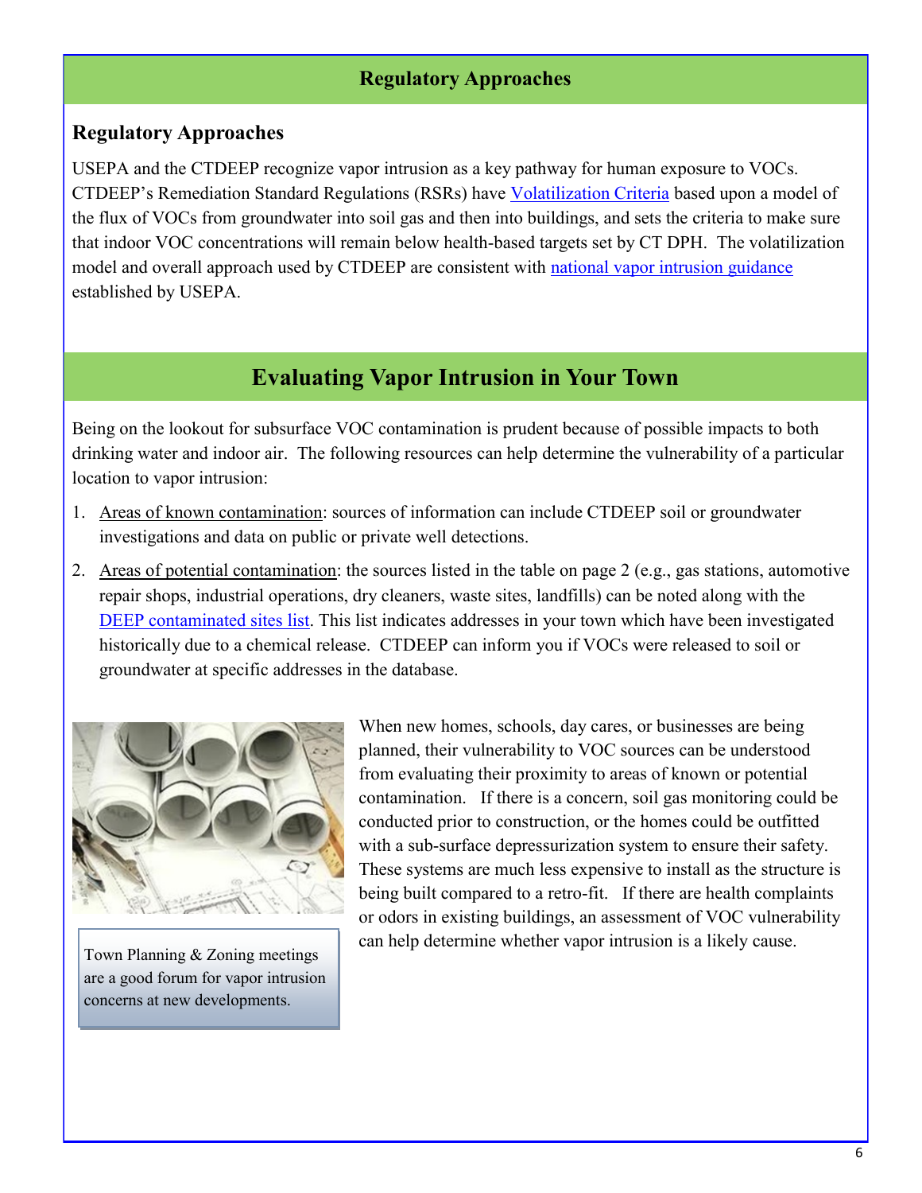## Regulatory Approaches

### Regulatory Approaches

USEPA and the CTDEEP recognize vapor intrusion as a key pathway for human exposure to VOCs. CTDEEP's Remediation Standard Regulations (RSRs) have Volatilization Criteria based upon a model of the flux of VOCs from groundwater into soil gas and then into buildings, and sets the criteria to make sure that indoor VOC concentrations will remain below health-based targets set by CT DPH. The volatilization model and overall approach used by CTDEEP are consistent with national vapor intrusion guidance established by USEPA.

## Evaluating Vapor Intrusion in Your Town

Being on the lookout for subsurface VOC contamination is prudent because of possible impacts to both drinking water and indoor air. The following resources can help determine the vulnerability of a particular location to vapor intrusion:

1. Areas of known contamination: sources of information can include CTDEEP soil or groundwater investigations and data on public or private well detections.
2. Areas of potential contamination: the sources listed in the table on page 2 (e.g., gas stations, automotive repair shops, industrial operations, dry cleaners, waste sites, landfills) can be noted along with the DEEP contaminated sites list. This list indicates addresses in your town which have been investigated historically due to a chemical release. CTDEEP can inform you if VOCs were released to soil or groundwater at specific addresses in the database.

When new homes, schools, day cares, or businesses are being planned, their vulnerability to VOC sources can be understood from evaluating their proximity to areas of known or potential contamination. If there is a concern, soil gas monitoring could be conducted prior to construction, or the homes could be outfitted with a sub-surface depressurization system to ensure their safety. These systems are much less expensive to install as the structure is being built compared to a retro-fit. If there are health complaints or odors in existing buildings, an assessment of VOC vulnerability can help determine whether vapor intrusion is a likely cause.

Town Planning & Zoning meetings are a good forum for vapor intrusion concerns at new developments.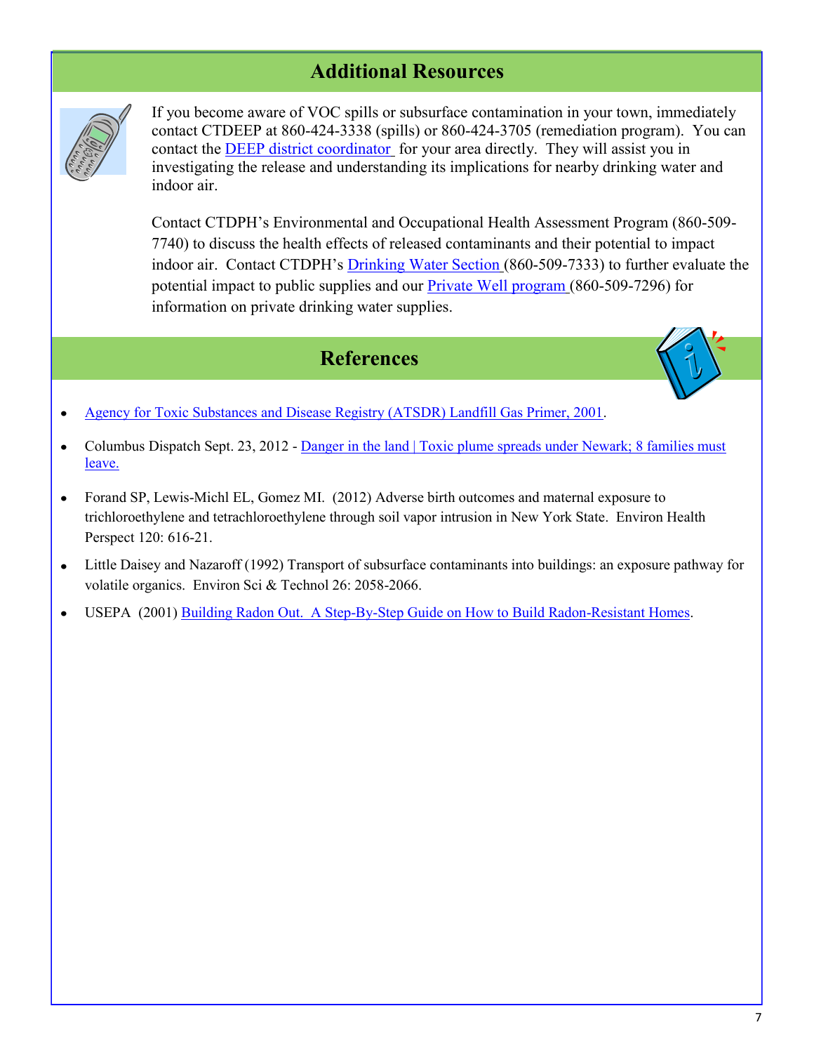## Additional Resources

If you become aware of VOC spills or subsurface contamination in your town, immediately contact CTDEEP at 860-424-3338 (spills) or 860-424-3705 (remediation program). You can contact the DEEP district coordinator for your area directly. They will assist you in investigating the release and understanding its implications for nearby drinking water and indoor air.

Contact CTDPH's Environmental and Occupational Health Assessment Program (860-509-7740) to discuss the health effects of released contaminants and their potential to impact indoor air. Contact CTDPH's Drinking Water Section (860-509-7333) to further evaluate the potential impact to public supplies and our Private Well program (860-509-7296) for information on private drinking water supplies.

## References

- Agency for Toxic Substances and Disease Registry (ATSDR) Landfill Gas Primer, 2001.
- Columbus Dispatch Sept. 23, 2012 - Danger in the land | Toxic plume spreads under Newark; 8 families must leave.
- Forand SP, Lewis-Michl EL, Gomez MI. (2012) Adverse birth outcomes and maternal exposure to trichloroethylene and tetrachloroethylene through soil vapor intrusion in New York State. Environ Health Perspect 120: 616-21.
- Little Daisey and Nazaroff (1992) Transport of subsurface contaminants into buildings: an exposure pathway for volatile organics. Environ Sci & Technol 26: 2058-2066.
- USEPA (2001) Building Radon Out. A Step-By-Step Guide on How to Build Radon-Resistant Homes.